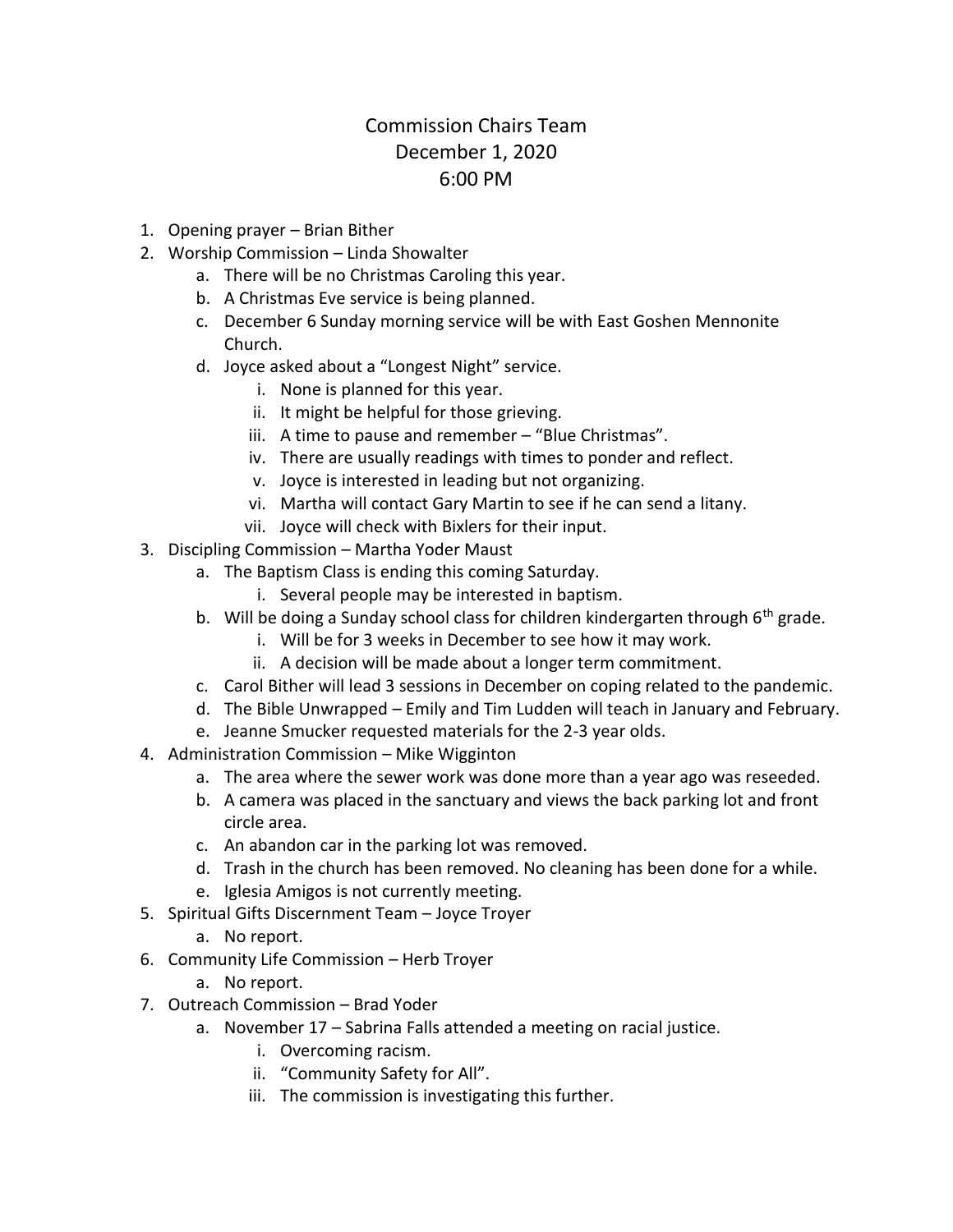# Commission Chairs Team
## December 1, 2020
## 6:00 PM

1. Opening prayer – Brian Bither
2. Worship Commission – Linda Showalter
   a. There will be no Christmas Caroling this year.
   b. A Christmas Eve service is being planned.
   c. December 6 Sunday morning service will be with East Goshen Mennonite Church.
   d. Joyce asked about a "Longest Night" service.
      i. None is planned for this year.
      ii. It might be helpful for those grieving.
      iii. A time to pause and remember – "Blue Christmas".
      iv. There are usually readings with times to ponder and reflect.
      v. Joyce is interested in leading but not organizing.
      vi. Martha will contact Gary Martin to see if he can send a litany.
      vii. Joyce will check with Bixlers for their input.
3. Discipling Commission – Martha Yoder Maust
   a. The Baptism Class is ending this coming Saturday.
      i. Several people may be interested in baptism.
   b. Will be doing a Sunday school class for children kindergarten through 6th grade.
      i. Will be for 3 weeks in December to see how it may work.
      ii. A decision will be made about a longer term commitment.
   c. Carol Bither will lead 3 sessions in December on coping related to the pandemic.
   d. The Bible Unwrapped – Emily and Tim Ludden will teach in January and February.
   e. Jeanne Smucker requested materials for the 2-3 year olds.
4. Administration Commission – Mike Wigginton
   a. The area where the sewer work was done more than a year ago was reseeded.
   b. A camera was placed in the sanctuary and views the back parking lot and front circle area.
   c. An abandon car in the parking lot was removed.
   d. Trash in the church has been removed. No cleaning has been done for a while.
   e. Iglesia Amigos is not currently meeting.
5. Spiritual Gifts Discernment Team – Joyce Troyer
   a. No report.
6. Community Life Commission – Herb Troyer
   a. No report.
7. Outreach Commission – Brad Yoder
   a. November 17 – Sabrina Falls attended a meeting on racial justice.
      i. Overcoming racism.
      ii. "Community Safety for All".
      iii. The commission is investigating this further.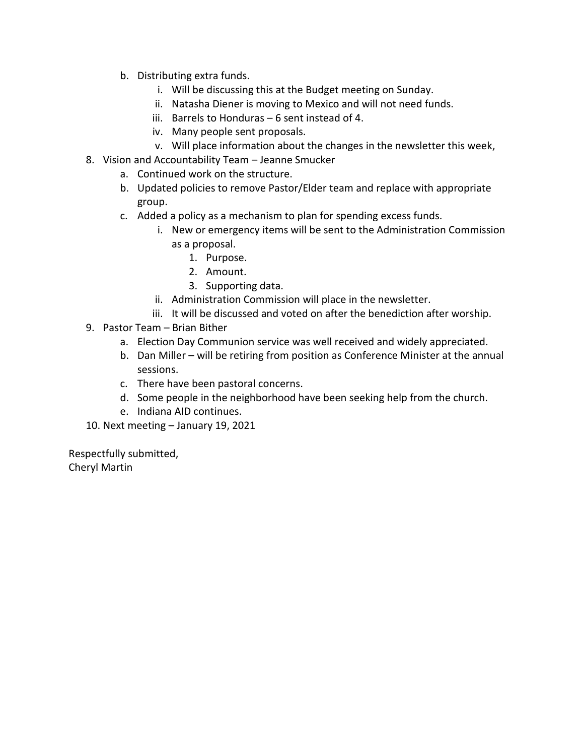b. Distributing extra funds.
      i. Will be discussing this at the Budget meeting on Sunday.
      ii. Natasha Diener is moving to Mexico and will not need funds.
      iii. Barrels to Honduras – 6 sent instead of 4.
      iv. Many people sent proposals.
      v. Will place information about the changes in the newsletter this week,

8. Vision and Accountability Team – Jeanne Smucker
   a. Continued work on the structure.
   b. Updated policies to remove Pastor/Elder team and replace with appropriate group.
   c. Added a policy as a mechanism to plan for spending excess funds.
      i. New or emergency items will be sent to the Administration Commission as a proposal.
         1. Purpose.
         2. Amount.
         3. Supporting data.
      ii. Administration Commission will place in the newsletter.
      iii. It will be discussed and voted on after the benediction after worship.

9. Pastor Team – Brian Bither
   a. Election Day Communion service was well received and widely appreciated.
   b. Dan Miller – will be retiring from position as Conference Minister at the annual sessions.
   c. There have been pastoral concerns.
   d. Some people in the neighborhood have been seeking help from the church.
   e. Indiana AID continues.

10. Next meeting – January 19, 2021

Respectfully submitted,
Cheryl Martin